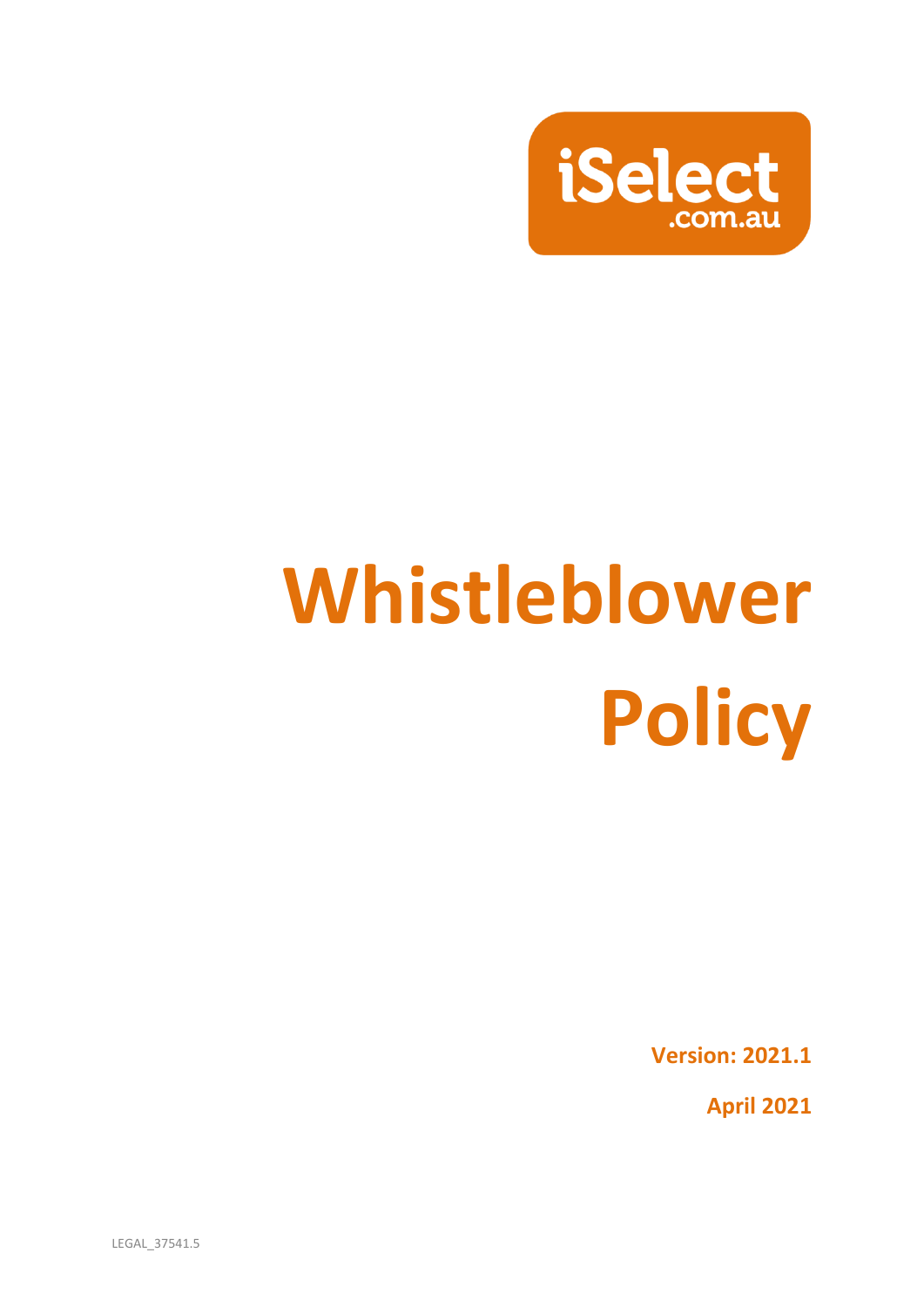iSelect .com.au

# Whistleblower Policy

**Version: 2021.1**

**April 2021**

LEGAL_37541.5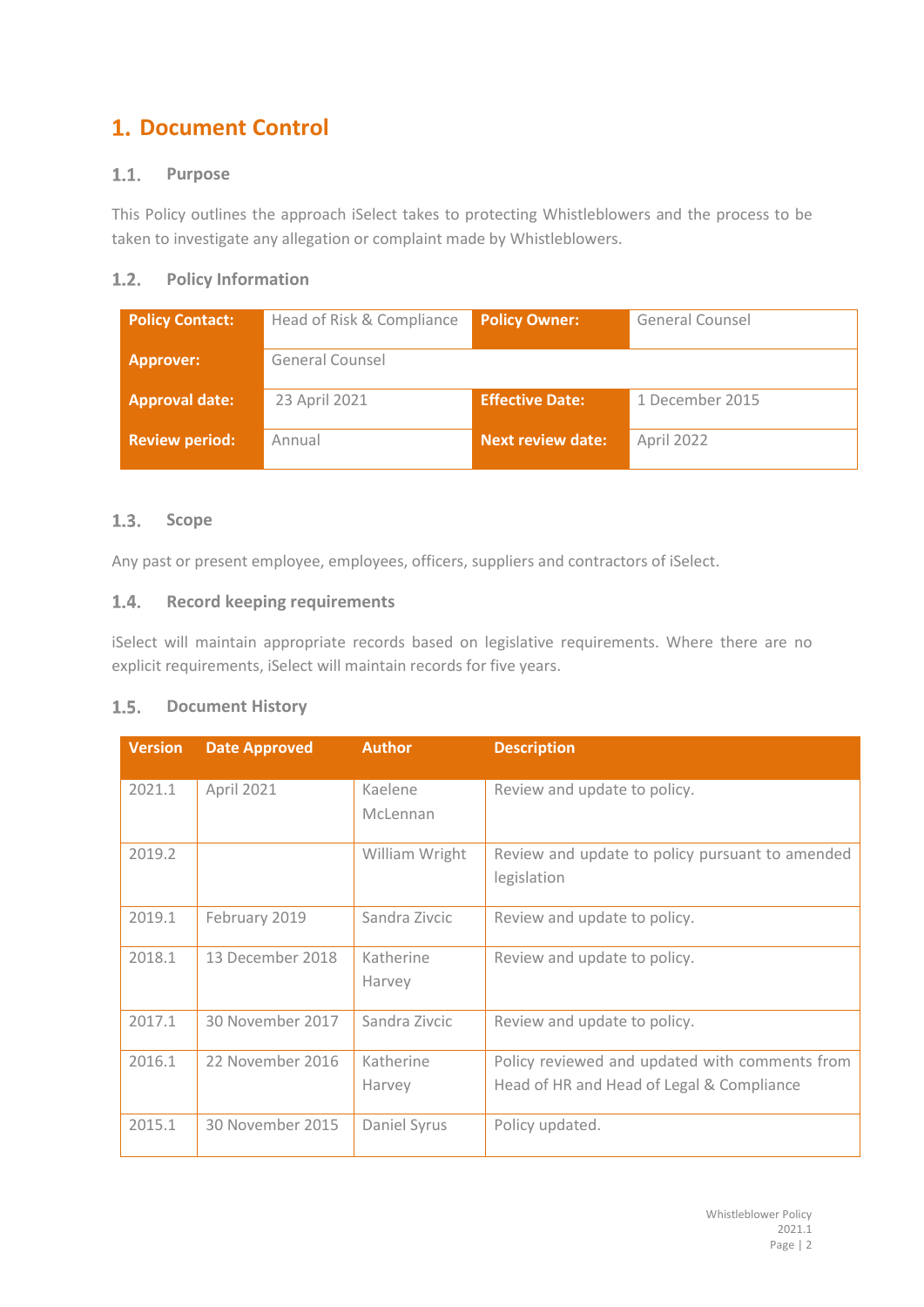# 1. Document Control

## 1.1. Purpose

This Policy outlines the approach iSelect takes to protecting Whistleblowers and the process to be taken to investigate any allegation or complaint made by Whistleblowers.

## 1.2. Policy Information

| **Policy Contact:** | Head of Risk & Compliance | **Policy Owner:** | General Counsel |
|---|---|---|---|
| **Approver:** | General Counsel | | |
| **Approval date:** | 23 April 2021 | **Effective Date:** | 1 December 2015 |
| **Review period:** | Annual | **Next review date:** | April 2022 |

## 1.3. Scope

Any past or present employee, employees, officers, suppliers and contractors of iSelect.

## 1.4. Record keeping requirements

iSelect will maintain appropriate records based on legislative requirements. Where there are no explicit requirements, iSelect will maintain records for five years.

## 1.5. Document History

| Version | Date Approved | Author | Description |
|---|---|---|---|
| 2021.1 | April 2021 | Kaelene McLennan | Review and update to policy. |
| 2019.2 | | William Wright | Review and update to policy pursuant to amended legislation |
| 2019.1 | February 2019 | Sandra Zivcic | Review and update to policy. |
| 2018.1 | 13 December 2018 | Katherine Harvey | Review and update to policy. |
| 2017.1 | 30 November 2017 | Sandra Zivcic | Review and update to policy. |
| 2016.1 | 22 November 2016 | Katherine Harvey | Policy reviewed and updated with comments from Head of HR and Head of Legal & Compliance |
| 2015.1 | 30 November 2015 | Daniel Syrus | Policy updated. |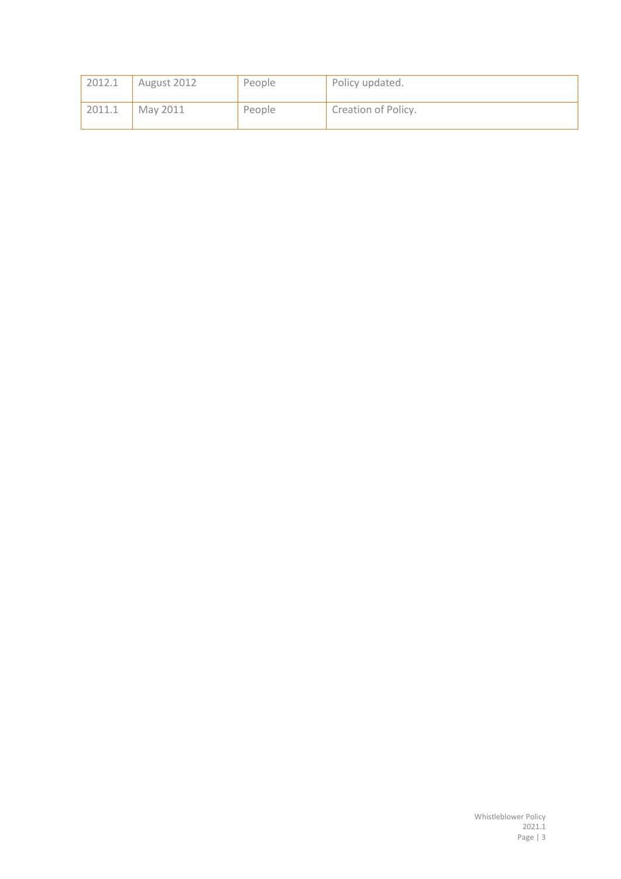| 2012.1 | August 2012 | People | Policy updated. |
|---|---|---|---|
| 2011.1 | May 2011 | People | Creation of Policy. |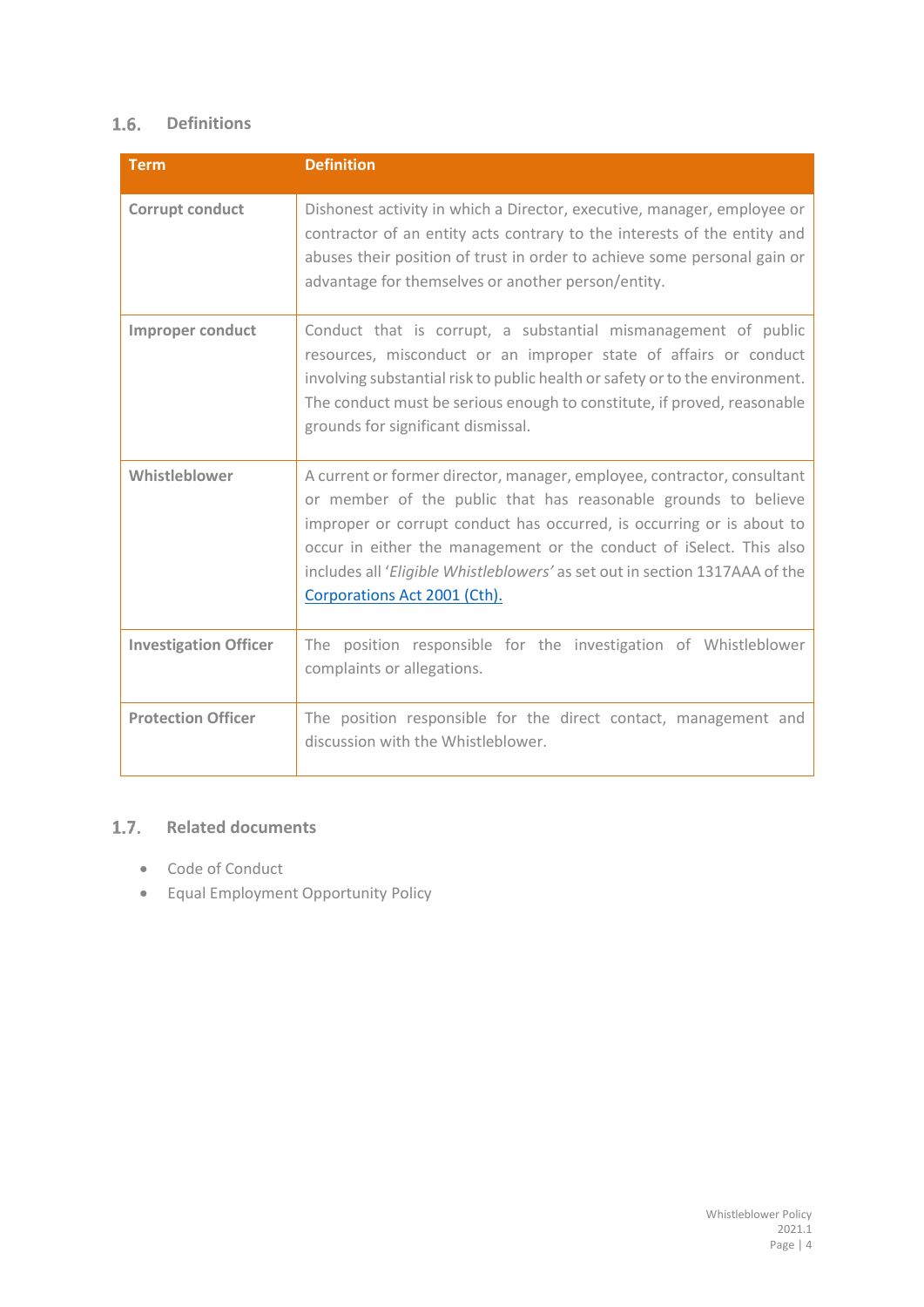## 1.6. Definitions

| Term | Definition |
| --- | --- |
| **Corrupt conduct** | Dishonest activity in which a Director, executive, manager, employee or contractor of an entity acts contrary to the interests of the entity and abuses their position of trust in order to achieve some personal gain or advantage for themselves or another person/entity. |
| **Improper conduct** | Conduct that is corrupt, a substantial mismanagement of public resources, misconduct or an improper state of affairs or conduct involving substantial risk to public health or safety or to the environment. The conduct must be serious enough to constitute, if proved, reasonable grounds for significant dismissal. |
| **Whistleblower** | A current or former director, manager, employee, contractor, consultant or member of the public that has reasonable grounds to believe improper or corrupt conduct has occurred, is occurring or is about to occur in either the management or the conduct of iSelect. This also includes all '*Eligible Whistleblowers'* as set out in section 1317AAA of the [Corporations Act 2001 (Cth).] |
| **Investigation Officer** | The position responsible for the investigation of Whistleblower complaints or allegations. |
| **Protection Officer** | The position responsible for the direct contact, management and discussion with the Whistleblower. |

## 1.7. Related documents

- Code of Conduct
- Equal Employment Opportunity Policy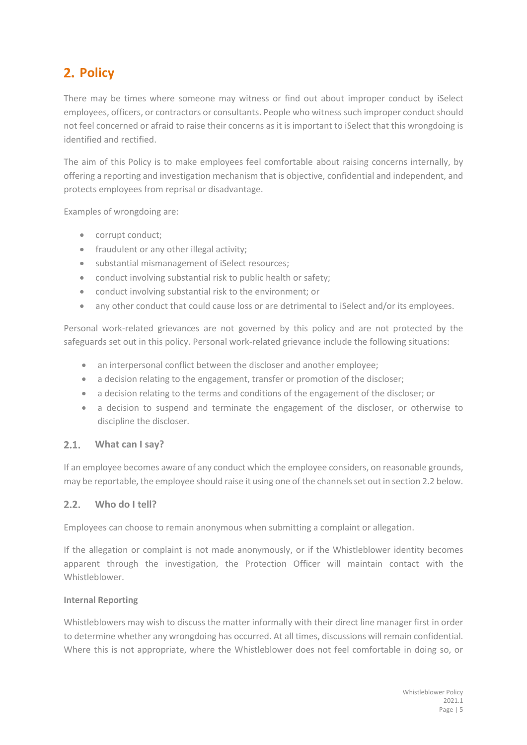# 2. Policy

There may be times where someone may witness or find out about improper conduct by iSelect employees, officers, or contractors or consultants. People who witness such improper conduct should not feel concerned or afraid to raise their concerns as it is important to iSelect that this wrongdoing is identified and rectified.

The aim of this Policy is to make employees feel comfortable about raising concerns internally, by offering a reporting and investigation mechanism that is objective, confidential and independent, and protects employees from reprisal or disadvantage.

Examples of wrongdoing are:

- corrupt conduct;
- fraudulent or any other illegal activity;
- substantial mismanagement of iSelect resources;
- conduct involving substantial risk to public health or safety;
- conduct involving substantial risk to the environment; or
- any other conduct that could cause loss or are detrimental to iSelect and/or its employees.

Personal work-related grievances are not governed by this policy and are not protected by the safeguards set out in this policy. Personal work-related grievance include the following situations:

- an interpersonal conflict between the discloser and another employee;
- a decision relating to the engagement, transfer or promotion of the discloser;
- a decision relating to the terms and conditions of the engagement of the discloser; or
- a decision to suspend and terminate the engagement of the discloser, or otherwise to discipline the discloser.

## 2.1. What can I say?

If an employee becomes aware of any conduct which the employee considers, on reasonable grounds, may be reportable, the employee should raise it using one of the channels set out in section 2.2 below.

## 2.2. Who do I tell?

Employees can choose to remain anonymous when submitting a complaint or allegation.

If the allegation or complaint is not made anonymously, or if the Whistleblower identity becomes apparent through the investigation, the Protection Officer will maintain contact with the Whistleblower.

**Internal Reporting**

Whistleblowers may wish to discuss the matter informally with their direct line manager first in order to determine whether any wrongdoing has occurred. At all times, discussions will remain confidential. Where this is not appropriate, where the Whistleblower does not feel comfortable in doing so, or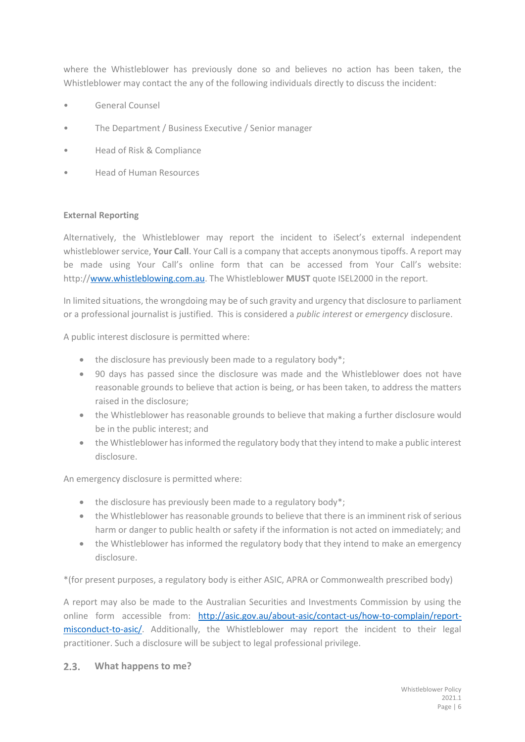where the Whistleblower has previously done so and believes no action has been taken, the Whistleblower may contact the any of the following individuals directly to discuss the incident:

- General Counsel
- The Department / Business Executive / Senior manager
- Head of Risk & Compliance
- Head of Human Resources

**External Reporting**

Alternatively, the Whistleblower may report the incident to iSelect's external independent whistleblower service, **Your Call**. Your Call is a company that accepts anonymous tipoffs. A report may be made using Your Call's online form that can be accessed from Your Call's website: http://www.whistleblowing.com.au. The Whistleblower **MUST** quote ISEL2000 in the report.

In limited situations, the wrongdoing may be of such gravity and urgency that disclosure to parliament or a professional journalist is justified. This is considered a *public interest* or *emergency* disclosure.

A public interest disclosure is permitted where:

- the disclosure has previously been made to a regulatory body*;
- 90 days has passed since the disclosure was made and the Whistleblower does not have reasonable grounds to believe that action is being, or has been taken, to address the matters raised in the disclosure;
- the Whistleblower has reasonable grounds to believe that making a further disclosure would be in the public interest; and
- the Whistleblower has informed the regulatory body that they intend to make a public interest disclosure.

An emergency disclosure is permitted where:

- the disclosure has previously been made to a regulatory body*;
- the Whistleblower has reasonable grounds to believe that there is an imminent risk of serious harm or danger to public health or safety if the information is not acted on immediately; and
- the Whistleblower has informed the regulatory body that they intend to make an emergency disclosure.

*(for present purposes, a regulatory body is either ASIC, APRA or Commonwealth prescribed body)

A report may also be made to the Australian Securities and Investments Commission by using the online form accessible from: http://asic.gov.au/about-asic/contact-us/how-to-complain/report-misconduct-to-asic/. Additionally, the Whistleblower may report the incident to their legal practitioner. Such a disclosure will be subject to legal professional privilege.

### 2.3. What happens to me?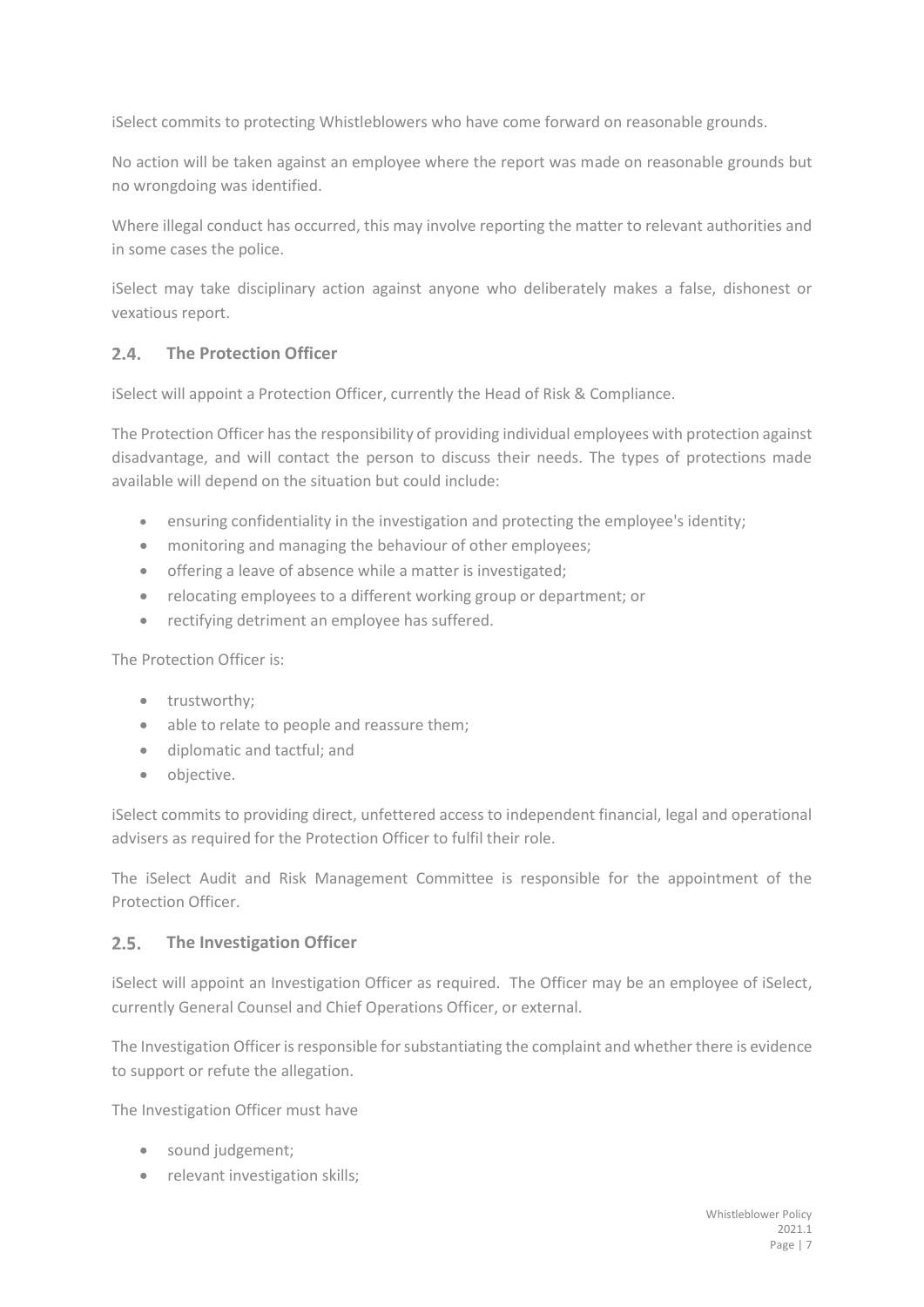iSelect commits to protecting Whistleblowers who have come forward on reasonable grounds.

No action will be taken against an employee where the report was made on reasonable grounds but no wrongdoing was identified.

Where illegal conduct has occurred, this may involve reporting the matter to relevant authorities and in some cases the police.

iSelect may take disciplinary action against anyone who deliberately makes a false, dishonest or vexatious report.

## 2.4. The Protection Officer

iSelect will appoint a Protection Officer, currently the Head of Risk & Compliance.

The Protection Officer has the responsibility of providing individual employees with protection against disadvantage, and will contact the person to discuss their needs. The types of protections made available will depend on the situation but could include:

- ensuring confidentiality in the investigation and protecting the employee's identity;
- monitoring and managing the behaviour of other employees;
- offering a leave of absence while a matter is investigated;
- relocating employees to a different working group or department; or
- rectifying detriment an employee has suffered.

The Protection Officer is:

- trustworthy;
- able to relate to people and reassure them;
- diplomatic and tactful; and
- objective.

iSelect commits to providing direct, unfettered access to independent financial, legal and operational advisers as required for the Protection Officer to fulfil their role.

The iSelect Audit and Risk Management Committee is responsible for the appointment of the Protection Officer.

## 2.5. The Investigation Officer

iSelect will appoint an Investigation Officer as required. The Officer may be an employee of iSelect, currently General Counsel and Chief Operations Officer, or external.

The Investigation Officer is responsible for substantiating the complaint and whether there is evidence to support or refute the allegation.

The Investigation Officer must have

- sound judgement;
- relevant investigation skills;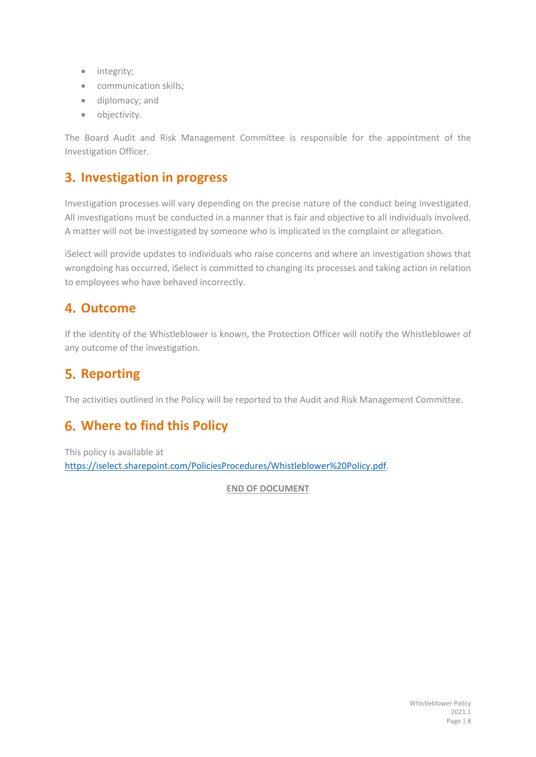- integrity;
- communication skills;
- diplomacy; and
- objectivity.

The Board Audit and Risk Management Committee is responsible for the appointment of the Investigation Officer.

## 3. Investigation in progress

Investigation processes will vary depending on the precise nature of the conduct being investigated. All investigations must be conducted in a manner that is fair and objective to all individuals involved. A matter will not be investigated by someone who is implicated in the complaint or allegation.

iSelect will provide updates to individuals who raise concerns and where an investigation shows that wrongdoing has occurred, iSelect is committed to changing its processes and taking action in relation to employees who have behaved incorrectly.

## 4. Outcome

If the identity of the Whistleblower is known, the Protection Officer will notify the Whistleblower of any outcome of the investigation.

## 5. Reporting

The activities outlined in the Policy will be reported to the Audit and Risk Management Committee.

## 6. Where to find this Policy

This policy is available at [https://iselect.sharepoint.com/PoliciesProcedures/Whistleblower%20Policy.pdf](https://iselect.sharepoint.com/PoliciesProcedures/Whistleblower%20Policy.pdf).

**END OF DOCUMENT**